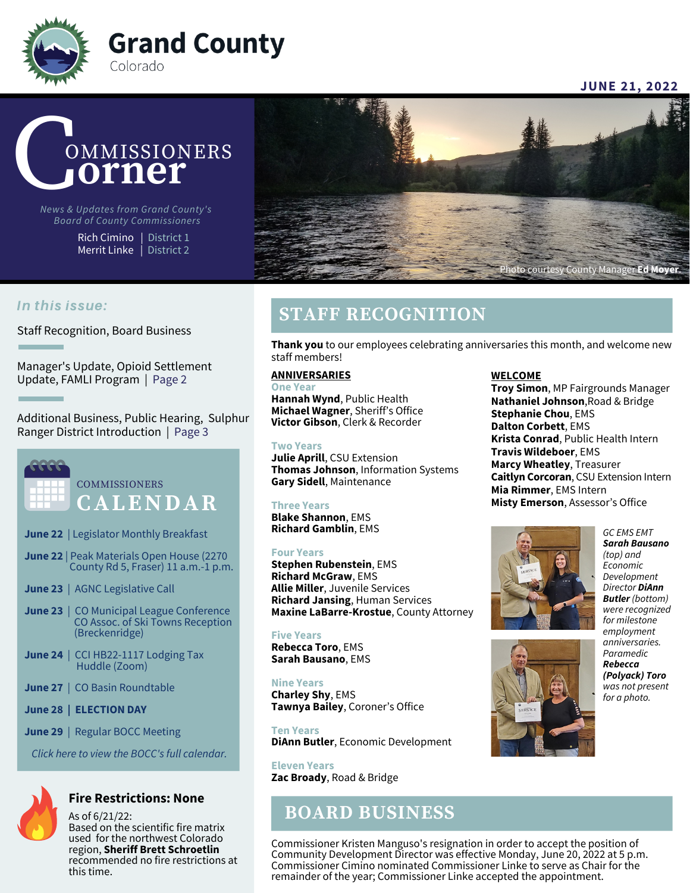# Grand County

Colorado

**JUNE 21, 2022**

# Commissioners Corner

*News & Updates from Grand County's Board of County Commissioners*

Rich Cimino | District 1
Merrit Linke | District 2

Photo courtesy County Manager **Ed Moyer**.

### *In this issue:*

Staff Recognition, Board Business

Manager's Update, Opioid Settlement Update, FAMLI Program | Page 2

Additional Business, Public Hearing, Sulphur Ranger District Introduction | Page 3

## COMMISSIONERS CALENDAR

**June 22** | Legislator Monthly Breakfast

**June 22** | Peak Materials Open House (2270 County Rd 5, Fraser) 11 a.m.-1 p.m.

**June 23** | AGNC Legislative Call

**June 23** | CO Municipal League Conference CO Assoc. of Ski Towns Reception (Breckenridge)

**June 24** | CCI HB22-1117 Lodging Tax Huddle (Zoom)

**June 27** | CO Basin Roundtable

**June 28** | **ELECTION DAY**

**June 29** | Regular BOCC Meeting

*Click here to view the BOCC's full calendar.*

### Fire Restrictions: None

As of 6/21/22:
Based on the scientific fire matrix used for the northwest Colorado region, **Sheriff Brett Schroetlin** recommended no fire restrictions at this time.

## STAFF RECOGNITION

**Thank you** to our employees celebrating anniversaries this month, and welcome new staff members!

**ANNIVERSARIES**

**One Year**
**Hannah Wynd**, Public Health
**Michael Wagner**, Sheriff's Office
**Victor Gibson**, Clerk & Recorder

**Two Years**
**Julie Aprill**, CSU Extension
**Thomas Johnson**, Information Systems
**Gary Sidell**, Maintenance

**Three Years**
**Blake Shannon**, EMS
**Richard Gamblin**, EMS

**Four Years**
**Stephen Rubenstein**, EMS
**Richard McGraw**, EMS
**Allie Miller**, Juvenile Services
**Richard Jansing**, Human Services
**Maxine LaBarre-Krostue**, County Attorney

**Five Years**
**Rebecca Toro**, EMS
**Sarah Bausano**, EMS

**Nine Years**
**Charley Shy**, EMS
**Tawnya Bailey**, Coroner's Office

**Ten Years**
**DiAnn Butler**, Economic Development

**Eleven Years**
**Zac Broady**, Road & Bridge

**WELCOME**

**Troy Simon**, MP Fairgrounds Manager
**Nathaniel Johnson**, Road & Bridge
**Stephanie Chou**, EMS
**Dalton Corbett**, EMS
**Krista Conrad**, Public Health Intern
**Travis Wildeboer**, EMS
**Marcy Wheatley**, Treasurer
**Caitlyn Corcoran**, CSU Extension Intern
**Mia Rimmer**, EMS Intern
**Misty Emerson**, Assessor's Office

*GC EMS EMT **Sarah Bausano** (top) and Economic Development Director **DiAnn Butler** (bottom) were recognized for milestone employment anniversaries. Paramedic **Rebecca (Polyack) Toro** was not present for a photo.*

## BOARD BUSINESS

Commissioner Kristen Manguso's resignation in order to accept the position of Community Development Director was effective Monday, June 20, 2022 at 5 p.m. Commissioner Cimino nominated Commissioner Linke to serve as Chair for the remainder of the year; Commissioner Linke accepted the appointment.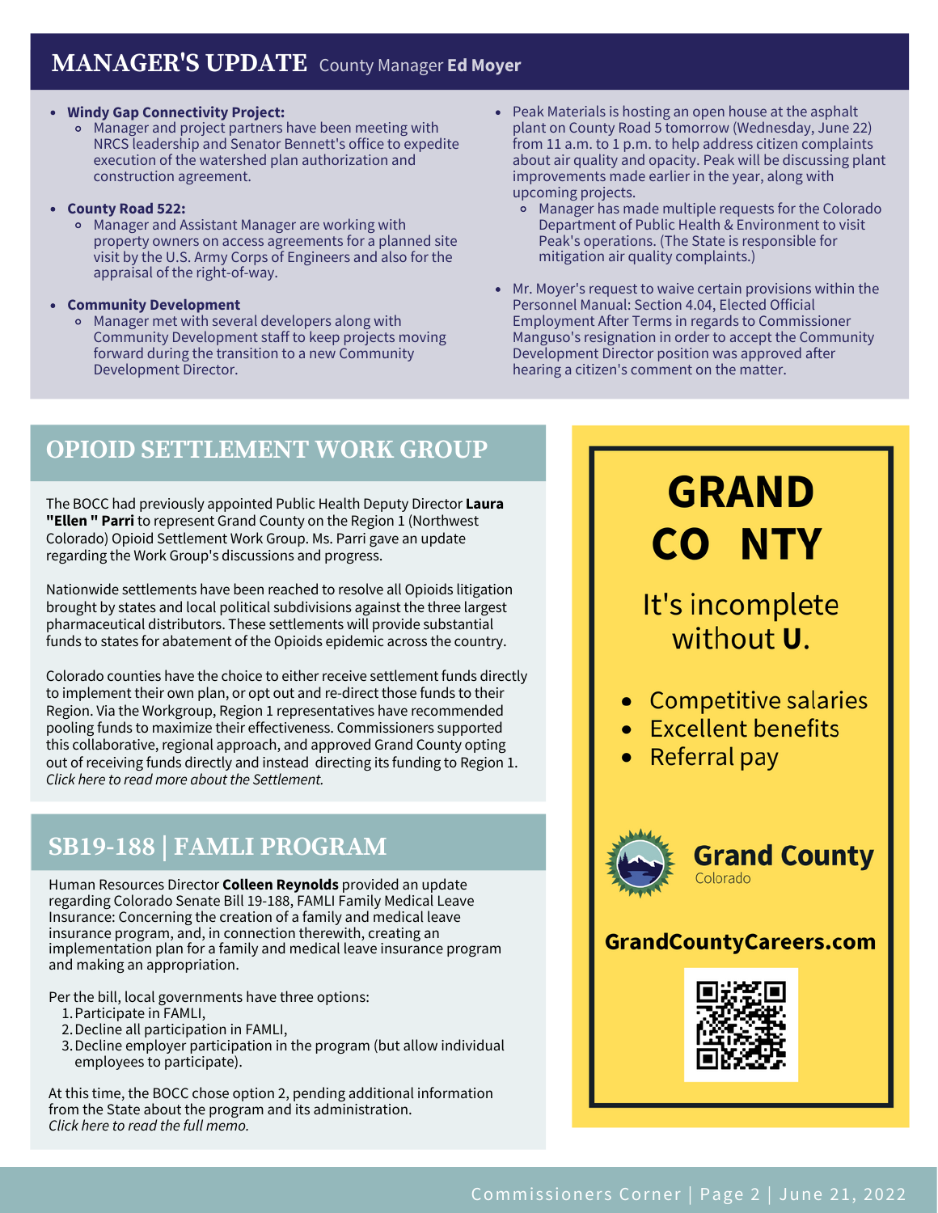## MANAGER'S UPDATE County Manager **Ed Moyer**

- **Windy Gap Connectivity Project:**
  - Manager and project partners have been meeting with NRCS leadership and Senator Bennett's office to expedite execution of the watershed plan authorization and construction agreement.
- **County Road 522:**
  - Manager and Assistant Manager are working with property owners on access agreements for a planned site visit by the U.S. Army Corps of Engineers and also for the appraisal of the right-of-way.
- **Community Development**
  - Manager met with several developers along with Community Development staff to keep projects moving forward during the transition to a new Community Development Director.
- Peak Materials is hosting an open house at the asphalt plant on County Road 5 tomorrow (Wednesday, June 22) from 11 a.m. to 1 p.m. to help address citizen complaints about air quality and opacity. Peak will be discussing plant improvements made earlier in the year, along with upcoming projects.
  - Manager has made multiple requests for the Colorado Department of Public Health & Environment to visit Peak's operations. (The State is responsible for mitigation air quality complaints.)
- Mr. Moyer's request to waive certain provisions within the Personnel Manual: Section 4.04, Elected Official Employment After Terms in regards to Commissioner Manguso's resignation in order to accept the Community Development Director position was approved after hearing a citizen's comment on the matter.

## OPIOID SETTLEMENT WORK GROUP

The BOCC had previously appointed Public Health Deputy Director **Laura "Ellen " Parri** to represent Grand County on the Region 1 (Northwest Colorado) Opioid Settlement Work Group. Ms. Parri gave an update regarding the Work Group's discussions and progress.

Nationwide settlements have been reached to resolve all Opioids litigation brought by states and local political subdivisions against the three largest pharmaceutical distributors. These settlements will provide substantial funds to states for abatement of the Opioids epidemic across the country.

Colorado counties have the choice to either receive settlement funds directly to implement their own plan, or opt out and re-direct those funds to their Region. Via the Workgroup, Region 1 representatives have recommended pooling funds to maximize their effectiveness. Commissioners supported this collaborative, regional approach, and approved Grand County opting out of receiving funds directly and instead directing its funding to Region 1. *Click here to read more about the Settlement.*

## SB19-188 | FAMLI PROGRAM

Human Resources Director **Colleen Reynolds** provided an update regarding Colorado Senate Bill 19-188, FAMLI Family Medical Leave Insurance: Concerning the creation of a family and medical leave insurance program, and, in connection therewith, creating an implementation plan for a family and medical leave insurance program and making an appropriation.

Per the bill, local governments have three options:

1. Participate in FAMLI,
2. Decline all participation in FAMLI,
3. Decline employer participation in the program (but allow individual employees to participate).

At this time, the BOCC chose option 2, pending additional information from the State about the program and its administration.
*Click here to read the full memo.*

**GRAND CO NTY**

It's incomplete without **U**.

- Competitive salaries
- Excellent benefits
- Referral pay

**Grand County** Colorado

**GrandCountyCareers.com**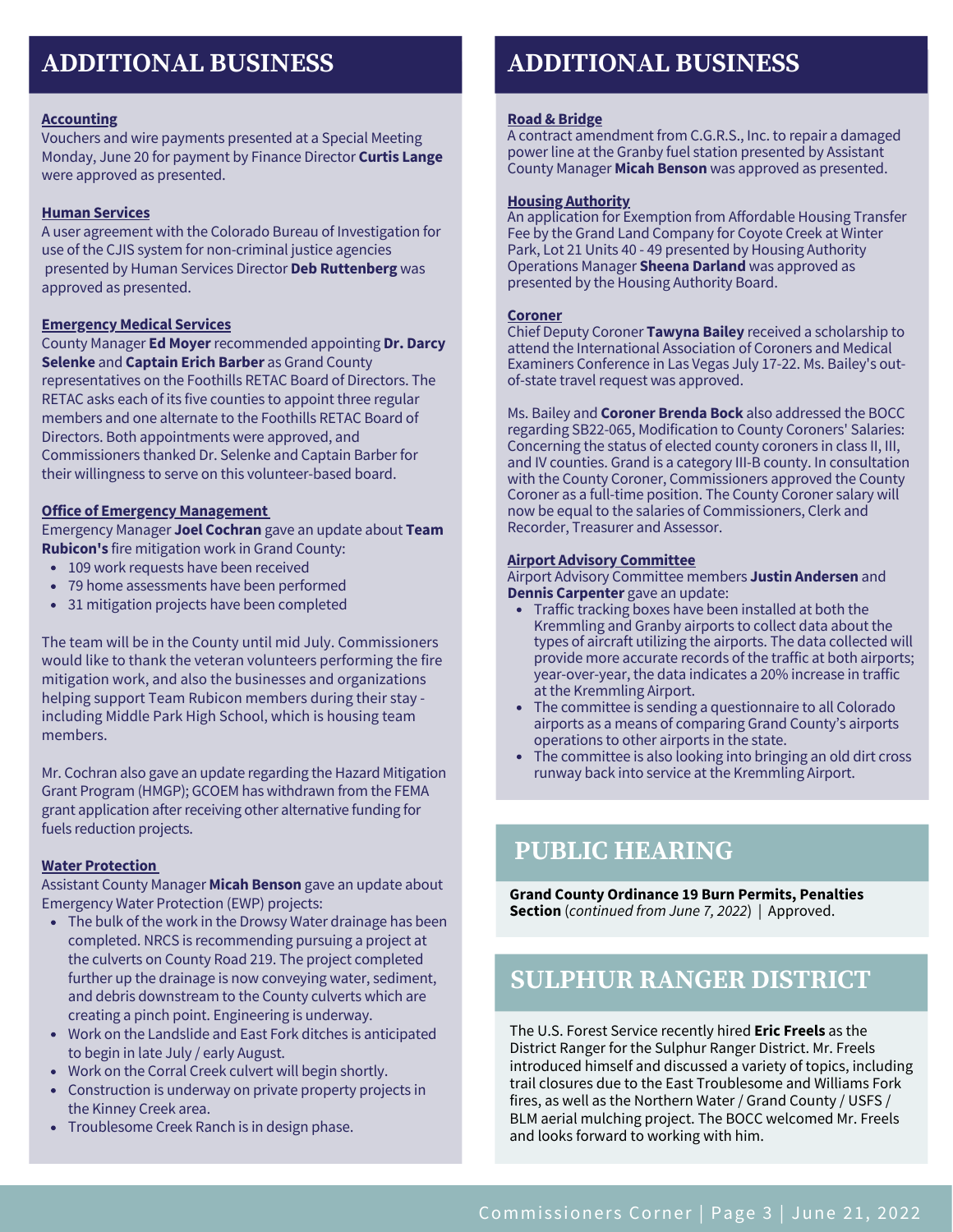## ADDITIONAL BUSINESS

**Accounting**
Vouchers and wire payments presented at a Special Meeting Monday, June 20 for payment by Finance Director **Curtis Lange** were approved as presented.

**Human Services**
A user agreement with the Colorado Bureau of Investigation for use of the CJIS system for non-criminal justice agencies presented by Human Services Director **Deb Ruttenberg** was approved as presented.

**Emergency Medical Services**
County Manager **Ed Moyer** recommended appointing **Dr. Darcy Selenke** and **Captain Erich Barber** as Grand County representatives on the Foothills RETAC Board of Directors. The RETAC asks each of its five counties to appoint three regular members and one alternate to the Foothills RETAC Board of Directors. Both appointments were approved, and Commissioners thanked Dr. Selenke and Captain Barber for their willingness to serve on this volunteer-based board.

**Office of Emergency Management**
Emergency Manager **Joel Cochran** gave an update about **Team Rubicon's** fire mitigation work in Grand County:

- 109 work requests have been received
- 79 home assessments have been performed
- 31 mitigation projects have been completed

The team will be in the County until mid July. Commissioners would like to thank the veteran volunteers performing the fire mitigation work, and also the businesses and organizations helping support Team Rubicon members during their stay - including Middle Park High School, which is housing team members.

Mr. Cochran also gave an update regarding the Hazard Mitigation Grant Program (HMGP); GCOEM has withdrawn from the FEMA grant application after receiving other alternative funding for fuels reduction projects.

**Water Protection**
Assistant County Manager **Micah Benson** gave an update about Emergency Water Protection (EWP) projects:

- The bulk of the work in the Drowsy Water drainage has been completed. NRCS is recommending pursuing a project at the culverts on County Road 219. The project completed further up the drainage is now conveying water, sediment, and debris downstream to the County culverts which are creating a pinch point. Engineering is underway.
- Work on the Landslide and East Fork ditches is anticipated to begin in late July / early August.
- Work on the Corral Creek culvert will begin shortly.
- Construction is underway on private property projects in the Kinney Creek area.
- Troublesome Creek Ranch is in design phase.

## ADDITIONAL BUSINESS

**Road & Bridge**
A contract amendment from C.G.R.S., Inc. to repair a damaged power line at the Granby fuel station presented by Assistant County Manager **Micah Benson** was approved as presented.

**Housing Authority**
An application for Exemption from Affordable Housing Transfer Fee by the Grand Land Company for Coyote Creek at Winter Park, Lot 21 Units 40 - 49 presented by Housing Authority Operations Manager **Sheena Darland** was approved as presented by the Housing Authority Board.

**Coroner**
Chief Deputy Coroner **Tawyna Bailey** received a scholarship to attend the International Association of Coroners and Medical Examiners Conference in Las Vegas July 17-22. Ms. Bailey's out-of-state travel request was approved.

Ms. Bailey and **Coroner Brenda Bock** also addressed the BOCC regarding SB22-065, Modification to County Coroners' Salaries: Concerning the status of elected county coroners in class II, III, and IV counties. Grand is a category III-B county. In consultation with the County Coroner, Commissioners approved the County Coroner as a full-time position. The County Coroner salary will now be equal to the salaries of Commissioners, Clerk and Recorder, Treasurer and Assessor.

**Airport Advisory Committee**
Airport Advisory Committee members **Justin Andersen** and **Dennis Carpenter** gave an update:

- Traffic tracking boxes have been installed at both the Kremmling and Granby airports to collect data about the types of aircraft utilizing the airports. The data collected will provide more accurate records of the traffic at both airports; year-over-year, the data indicates a 20% increase in traffic at the Kremmling Airport.
- The committee is sending a questionnaire to all Colorado airports as a means of comparing Grand County's airports operations to other airports in the state.
- The committee is also looking into bringing an old dirt cross runway back into service at the Kremmling Airport.

## PUBLIC HEARING

**Grand County Ordinance 19 Burn Permits, Penalties Section** (*continued from June 7, 2022*) | Approved.

## SULPHUR RANGER DISTRICT

The U.S. Forest Service recently hired **Eric Freels** as the District Ranger for the Sulphur Ranger District. Mr. Freels introduced himself and discussed a variety of topics, including trail closures due to the East Troublesome and Williams Fork fires, as well as the Northern Water / Grand County / USFS / BLM aerial mulching project. The BOCC welcomed Mr. Freels and looks forward to working with him.